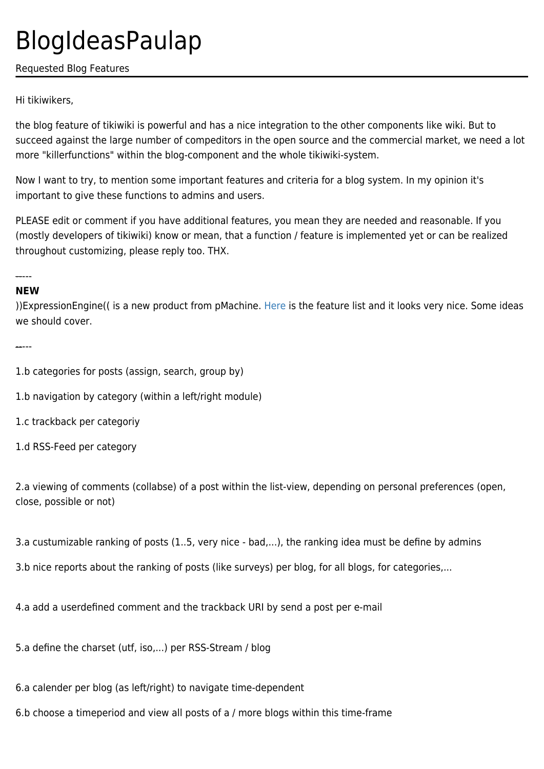# BlogIdeasPaulap

Requested Blog Features

---

Hi tikiwikers,

the blog feature of tikiwiki is powerful and has a nice integration to the other components like wiki. But to succeed against the large number of compeditors in the open source and the commercial market, we need a lot more "killerfunctions" within the blog-component and the whole tikiwiki-system.

Now I want to try, to mention some important features and criteria for a blog system. In my opinion it's important to give these functions to admins and users.

PLEASE edit or comment if you have additional features, you mean they are needed and reasonable. If you (mostly developers of tikiwiki) know or mean, that a function / feature is implemented yet or can be realized throughout customizing, please reply too. THX.

-----

**NEW**

))ExpressionEngine(( is a new product from pMachine. Here is the feature list and it looks very nice. Some ideas we should cover.

-----

1.b categories for posts (assign, search, group by)

1.b navigation by category (within a left/right module)

1.c trackback per categoriy

1.d RSS-Feed per category

2.a viewing of comments (collabse) of a post within the list-view, depending on personal preferences (open, close, possible or not)

3.a custumizable ranking of posts (1..5, very nice - bad,...), the ranking idea must be define by admins

3.b nice reports about the ranking of posts (like surveys) per blog, for all blogs, for categories,...

4.a add a userdefined comment and the trackback URI by send a post per e-mail

5.a define the charset (utf, iso,...) per RSS-Stream / blog

6.a calender per blog (as left/right) to navigate time-dependent

6.b choose a timeperiod and view all posts of a / more blogs within this time-frame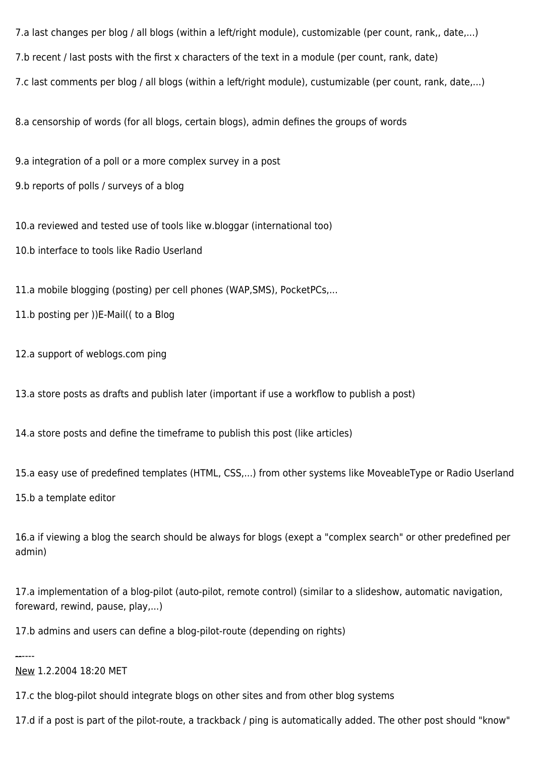7.a last changes per blog / all blogs (within a left/right module), customizable (per count, rank,, date,...)

7.b recent / last posts with the first x characters of the text in a module (per count, rank, date)

7.c last comments per blog / all blogs (within a left/right module), custumizable (per count, rank, date,...)

8.a censorship of words (for all blogs, certain blogs), admin defines the groups of words

9.a integration of a poll or a more complex survey in a post

9.b reports of polls / surveys of a blog

10.a reviewed and tested use of tools like w.bloggar (international too)

10.b interface to tools like Radio Userland

11.a mobile blogging (posting) per cell phones (WAP,SMS), PocketPCs,...

11.b posting per ))E-Mail(( to a Blog

12.a support of weblogs.com ping

13.a store posts as drafts and publish later (important if use a workflow to publish a post)

14.a store posts and define the timeframe to publish this post (like articles)

15.a easy use of predefined templates (HTML, CSS,...) from other systems like MoveableType or Radio Userland

15.b a template editor

16.a if viewing a blog the search should be always for blogs (exept a "complex search" or other predefined per admin)

17.a implementation of a blog-pilot (auto-pilot, remote control) (similar to a slideshow, automatic navigation, foreward, rewind, pause, play,...)

17.b admins and users can define a blog-pilot-route (depending on rights)

------

New 1.2.2004 18:20 MET

17.c the blog-pilot should integrate blogs on other sites and from other blog systems

17.d if a post is part of the pilot-route, a trackback / ping is automatically added. The other post should "know"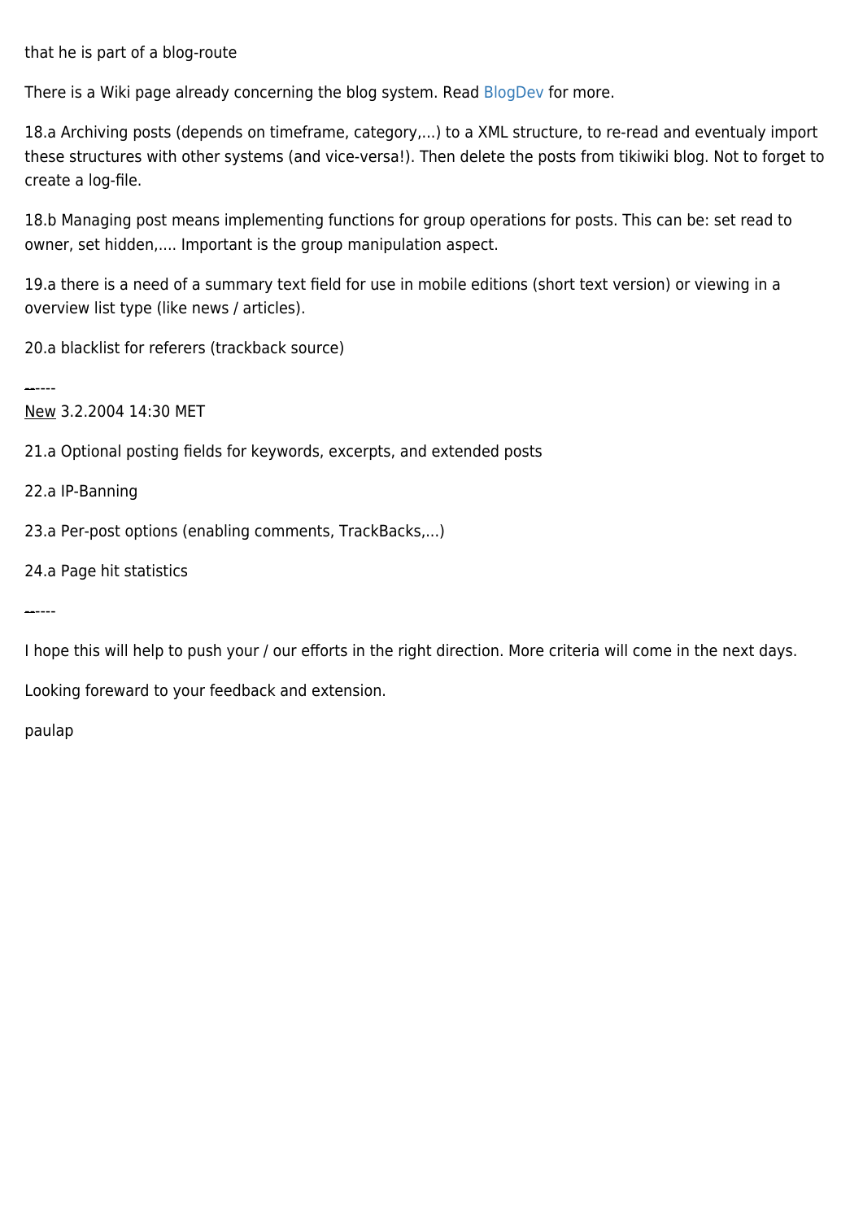that he is part of a blog-route

There is a Wiki page already concerning the blog system. Read BlogDev for more.

18.a Archiving posts (depends on timeframe, category,...) to a XML structure, to re-read and eventualy import these structures with other systems (and vice-versa!). Then delete the posts from tikiwiki blog. Not to forget to create a log-file.

18.b Managing post means implementing functions for group operations for posts. This can be: set read to owner, set hidden,.... Important is the group manipulation aspect.

19.a there is a need of a summary text field for use in mobile editions (short text version) or viewing in a overview list type (like news / articles).

20.a blacklist for referers (trackback source)

------

New 3.2.2004 14:30 MET

21.a Optional posting fields for keywords, excerpts, and extended posts

22.a IP-Banning

23.a Per-post options (enabling comments, TrackBacks,...)

24.a Page hit statistics

------

I hope this will help to push your / our efforts in the right direction. More criteria will come in the next days.

Looking foreward to your feedback and extension.

paulap